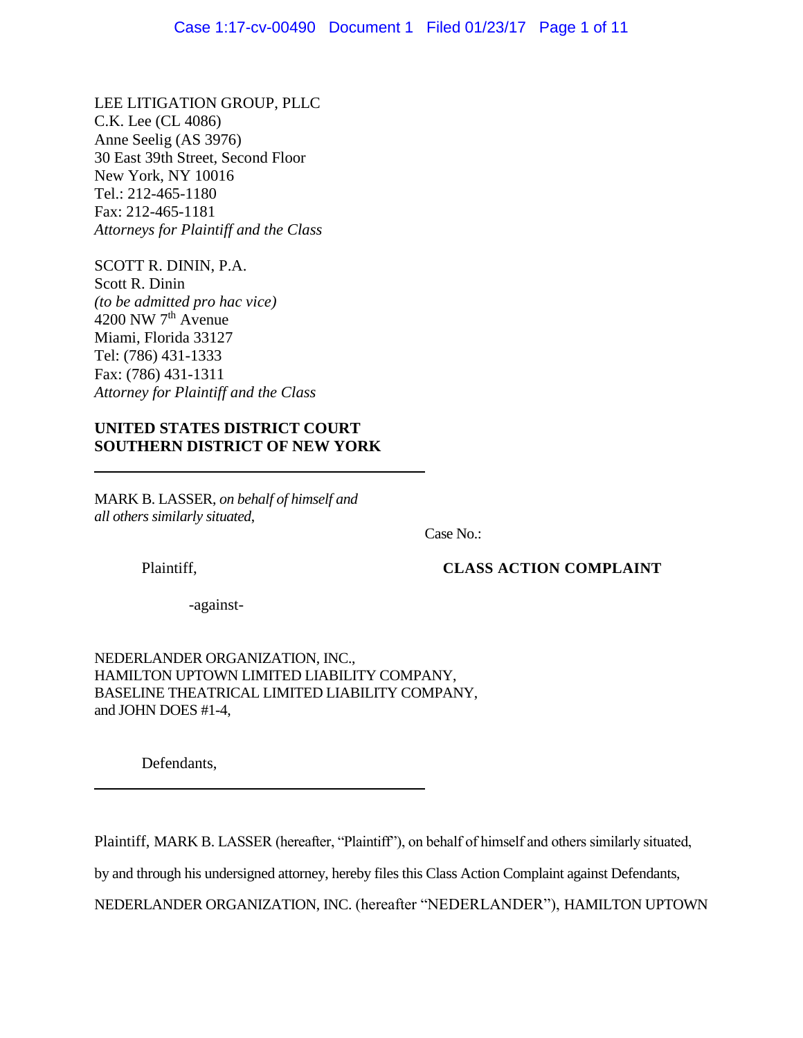LEE LITIGATION GROUP, PLLC
C.K. Lee (CL 4086)
Anne Seelig (AS 3976)
30 East 39th Street, Second Floor
New York, NY 10016
Tel.: 212-465-1180
Fax: 212-465-1181
*Attorneys for Plaintiff and the Class*

SCOTT R. DININ, P.A.
Scott R. Dinin
*(to be admitted pro hac vice)*
4200 NW 7th Avenue
Miami, Florida 33127
Tel: (786) 431-1333
Fax: (786) 431-1311
*Attorney for Plaintiff and the Class*

**UNITED STATES DISTRICT COURT**
**SOUTHERN DISTRICT OF NEW YORK**

---

MARK B. LASSER, *on behalf of himself and all others similarly situated*,

Plaintiff,

-against-

NEDERLANDER ORGANIZATION, INC.,
HAMILTON UPTOWN LIMITED LIABILITY COMPANY,
BASELINE THEATRICAL LIMITED LIABILITY COMPANY,
and JOHN DOES #1-4,

Defendants,

---

Case No.:

**CLASS ACTION COMPLAINT**

Plaintiff, MARK B. LASSER (hereafter, "Plaintiff"), on behalf of himself and others similarly situated, by and through his undersigned attorney, hereby files this Class Action Complaint against Defendants, NEDERLANDER ORGANIZATION, INC. (hereafter "NEDERLANDER"), HAMILTON UPTOWN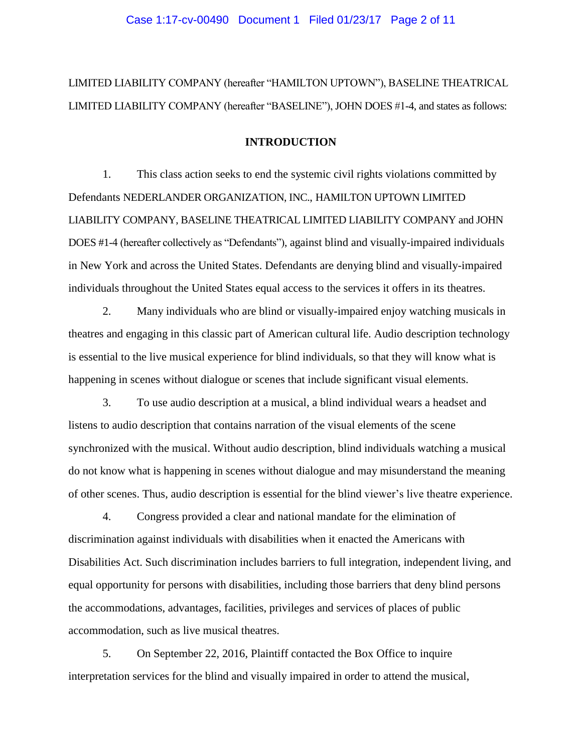LIMITED LIABILITY COMPANY (hereafter "HAMILTON UPTOWN"), BASELINE THEATRICAL LIMITED LIABILITY COMPANY (hereafter "BASELINE"), JOHN DOES #1-4, and states as follows:

## INTRODUCTION

1. This class action seeks to end the systemic civil rights violations committed by Defendants NEDERLANDER ORGANIZATION, INC., HAMILTON UPTOWN LIMITED LIABILITY COMPANY, BASELINE THEATRICAL LIMITED LIABILITY COMPANY and JOHN DOES #1-4 (hereafter collectively as "Defendants"), against blind and visually-impaired individuals in New York and across the United States. Defendants are denying blind and visually-impaired individuals throughout the United States equal access to the services it offers in its theatres.

2. Many individuals who are blind or visually-impaired enjoy watching musicals in theatres and engaging in this classic part of American cultural life. Audio description technology is essential to the live musical experience for blind individuals, so that they will know what is happening in scenes without dialogue or scenes that include significant visual elements.

3. To use audio description at a musical, a blind individual wears a headset and listens to audio description that contains narration of the visual elements of the scene synchronized with the musical. Without audio description, blind individuals watching a musical do not know what is happening in scenes without dialogue and may misunderstand the meaning of other scenes. Thus, audio description is essential for the blind viewer's live theatre experience.

4. Congress provided a clear and national mandate for the elimination of discrimination against individuals with disabilities when it enacted the Americans with Disabilities Act. Such discrimination includes barriers to full integration, independent living, and equal opportunity for persons with disabilities, including those barriers that deny blind persons the accommodations, advantages, facilities, privileges and services of places of public accommodation, such as live musical theatres.

5. On September 22, 2016, Plaintiff contacted the Box Office to inquire interpretation services for the blind and visually impaired in order to attend the musical,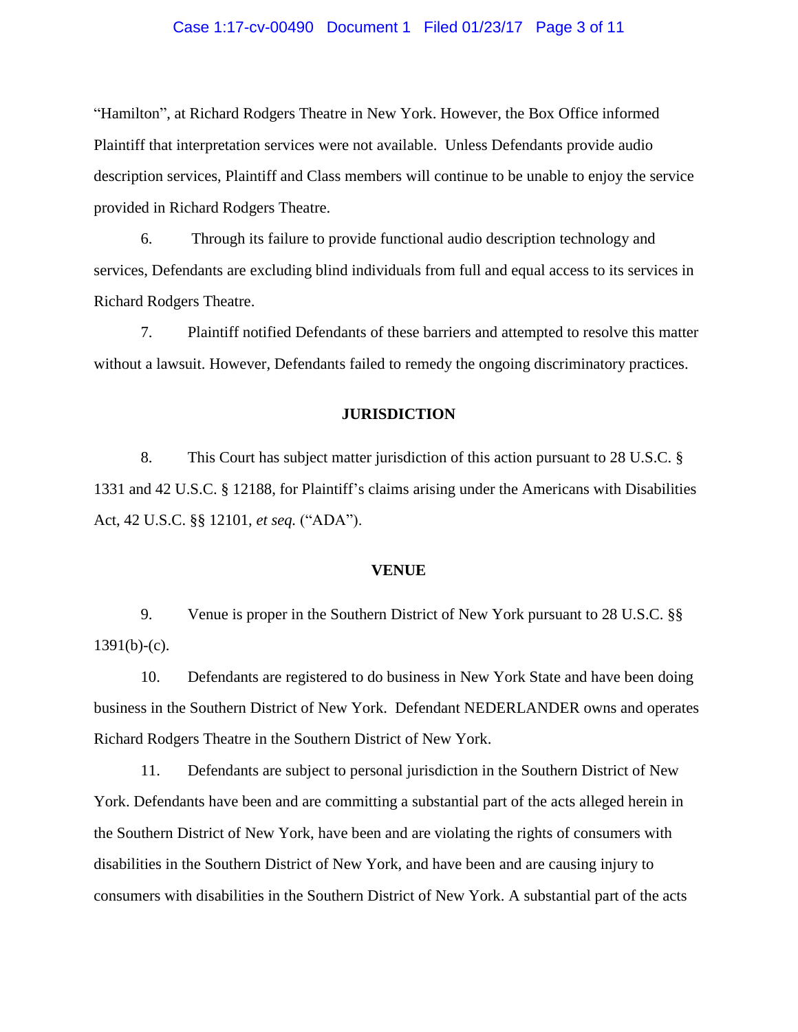"Hamilton", at Richard Rodgers Theatre in New York. However, the Box Office informed Plaintiff that interpretation services were not available. Unless Defendants provide audio description services, Plaintiff and Class members will continue to be unable to enjoy the service provided in Richard Rodgers Theatre.

6. Through its failure to provide functional audio description technology and services, Defendants are excluding blind individuals from full and equal access to its services in Richard Rodgers Theatre.

7. Plaintiff notified Defendants of these barriers and attempted to resolve this matter without a lawsuit. However, Defendants failed to remedy the ongoing discriminatory practices.

**JURISDICTION**

8. This Court has subject matter jurisdiction of this action pursuant to 28 U.S.C. § 1331 and 42 U.S.C. § 12188, for Plaintiff's claims arising under the Americans with Disabilities Act, 42 U.S.C. §§ 12101, *et seq.* ("ADA").

**VENUE**

9. Venue is proper in the Southern District of New York pursuant to 28 U.S.C. §§ 1391(b)-(c).

10. Defendants are registered to do business in New York State and have been doing business in the Southern District of New York. Defendant NEDERLANDER owns and operates Richard Rodgers Theatre in the Southern District of New York.

11. Defendants are subject to personal jurisdiction in the Southern District of New York. Defendants have been and are committing a substantial part of the acts alleged herein in the Southern District of New York, have been and are violating the rights of consumers with disabilities in the Southern District of New York, and have been and are causing injury to consumers with disabilities in the Southern District of New York. A substantial part of the acts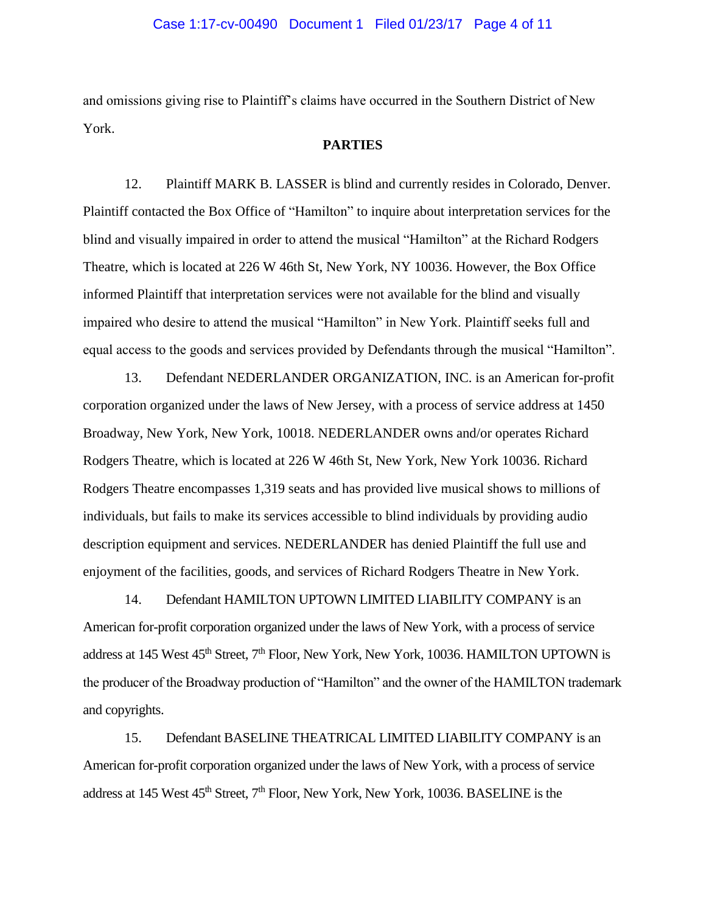and omissions giving rise to Plaintiff's claims have occurred in the Southern District of New York.

## PARTIES

12. Plaintiff MARK B. LASSER is blind and currently resides in Colorado, Denver. Plaintiff contacted the Box Office of "Hamilton" to inquire about interpretation services for the blind and visually impaired in order to attend the musical "Hamilton" at the Richard Rodgers Theatre, which is located at 226 W 46th St, New York, NY 10036. However, the Box Office informed Plaintiff that interpretation services were not available for the blind and visually impaired who desire to attend the musical "Hamilton" in New York. Plaintiff seeks full and equal access to the goods and services provided by Defendants through the musical "Hamilton".

13. Defendant NEDERLANDER ORGANIZATION, INC. is an American for-profit corporation organized under the laws of New Jersey, with a process of service address at 1450 Broadway, New York, New York, 10018. NEDERLANDER owns and/or operates Richard Rodgers Theatre, which is located at 226 W 46th St, New York, New York 10036. Richard Rodgers Theatre encompasses 1,319 seats and has provided live musical shows to millions of individuals, but fails to make its services accessible to blind individuals by providing audio description equipment and services. NEDERLANDER has denied Plaintiff the full use and enjoyment of the facilities, goods, and services of Richard Rodgers Theatre in New York.

14. Defendant HAMILTON UPTOWN LIMITED LIABILITY COMPANY is an American for-profit corporation organized under the laws of New York, with a process of service address at 145 West 45th Street, 7th Floor, New York, New York, 10036. HAMILTON UPTOWN is the producer of the Broadway production of "Hamilton" and the owner of the HAMILTON trademark and copyrights.

15. Defendant BASELINE THEATRICAL LIMITED LIABILITY COMPANY is an American for-profit corporation organized under the laws of New York, with a process of service address at 145 West 45th Street, 7th Floor, New York, New York, 10036. BASELINE is the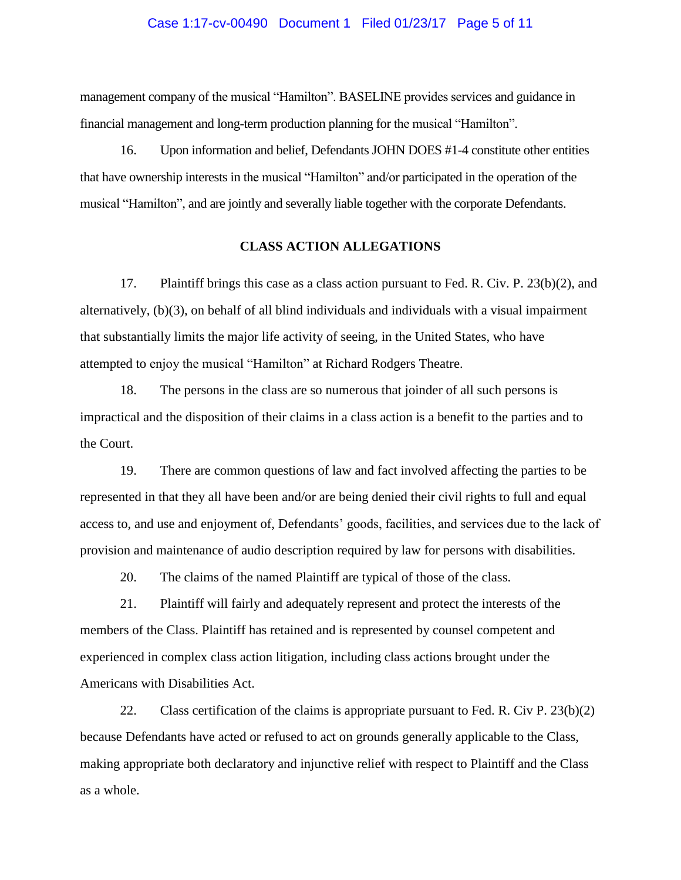management company of the musical "Hamilton". BASELINE provides services and guidance in financial management and long-term production planning for the musical "Hamilton".

16. Upon information and belief, Defendants JOHN DOES #1-4 constitute other entities that have ownership interests in the musical "Hamilton" and/or participated in the operation of the musical "Hamilton", and are jointly and severally liable together with the corporate Defendants.

## CLASS ACTION ALLEGATIONS

17. Plaintiff brings this case as a class action pursuant to Fed. R. Civ. P. 23(b)(2), and alternatively, (b)(3), on behalf of all blind individuals and individuals with a visual impairment that substantially limits the major life activity of seeing, in the United States, who have attempted to enjoy the musical "Hamilton" at Richard Rodgers Theatre.

18. The persons in the class are so numerous that joinder of all such persons is impractical and the disposition of their claims in a class action is a benefit to the parties and to the Court.

19. There are common questions of law and fact involved affecting the parties to be represented in that they all have been and/or are being denied their civil rights to full and equal access to, and use and enjoyment of, Defendants' goods, facilities, and services due to the lack of provision and maintenance of audio description required by law for persons with disabilities.

20. The claims of the named Plaintiff are typical of those of the class.

21. Plaintiff will fairly and adequately represent and protect the interests of the members of the Class. Plaintiff has retained and is represented by counsel competent and experienced in complex class action litigation, including class actions brought under the Americans with Disabilities Act.

22. Class certification of the claims is appropriate pursuant to Fed. R. Civ P. 23(b)(2) because Defendants have acted or refused to act on grounds generally applicable to the Class, making appropriate both declaratory and injunctive relief with respect to Plaintiff and the Class as a whole.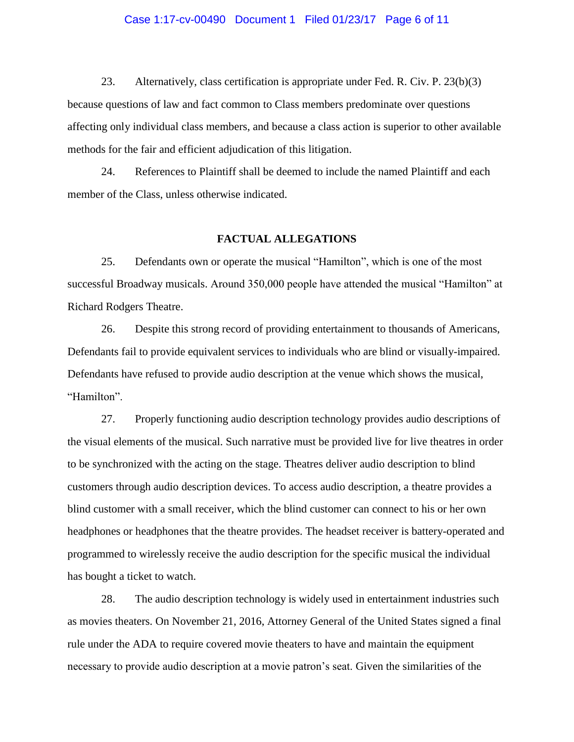23. Alternatively, class certification is appropriate under Fed. R. Civ. P. 23(b)(3) because questions of law and fact common to Class members predominate over questions affecting only individual class members, and because a class action is superior to other available methods for the fair and efficient adjudication of this litigation.

24. References to Plaintiff shall be deemed to include the named Plaintiff and each member of the Class, unless otherwise indicated.

**FACTUAL ALLEGATIONS**

25. Defendants own or operate the musical "Hamilton", which is one of the most successful Broadway musicals. Around 350,000 people have attended the musical "Hamilton" at Richard Rodgers Theatre.

26. Despite this strong record of providing entertainment to thousands of Americans, Defendants fail to provide equivalent services to individuals who are blind or visually-impaired. Defendants have refused to provide audio description at the venue which shows the musical, "Hamilton".

27. Properly functioning audio description technology provides audio descriptions of the visual elements of the musical. Such narrative must be provided live for live theatres in order to be synchronized with the acting on the stage. Theatres deliver audio description to blind customers through audio description devices. To access audio description, a theatre provides a blind customer with a small receiver, which the blind customer can connect to his or her own headphones or headphones that the theatre provides. The headset receiver is battery-operated and programmed to wirelessly receive the audio description for the specific musical the individual has bought a ticket to watch.

28. The audio description technology is widely used in entertainment industries such as movies theaters. On November 21, 2016, Attorney General of the United States signed a final rule under the ADA to require covered movie theaters to have and maintain the equipment necessary to provide audio description at a movie patron's seat. Given the similarities of the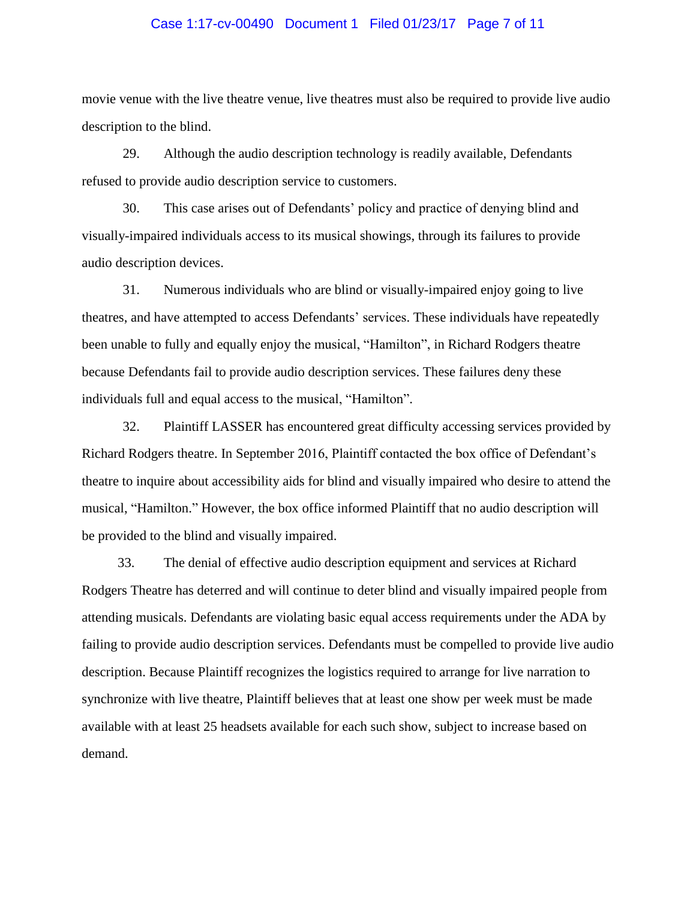movie venue with the live theatre venue, live theatres must also be required to provide live audio description to the blind.

29. Although the audio description technology is readily available, Defendants refused to provide audio description service to customers.

30. This case arises out of Defendants' policy and practice of denying blind and visually-impaired individuals access to its musical showings, through its failures to provide audio description devices.

31. Numerous individuals who are blind or visually-impaired enjoy going to live theatres, and have attempted to access Defendants' services. These individuals have repeatedly been unable to fully and equally enjoy the musical, "Hamilton", in Richard Rodgers theatre because Defendants fail to provide audio description services. These failures deny these individuals full and equal access to the musical, "Hamilton".

32. Plaintiff LASSER has encountered great difficulty accessing services provided by Richard Rodgers theatre. In September 2016, Plaintiff contacted the box office of Defendant's theatre to inquire about accessibility aids for blind and visually impaired who desire to attend the musical, "Hamilton." However, the box office informed Plaintiff that no audio description will be provided to the blind and visually impaired.

33. The denial of effective audio description equipment and services at Richard Rodgers Theatre has deterred and will continue to deter blind and visually impaired people from attending musicals. Defendants are violating basic equal access requirements under the ADA by failing to provide audio description services. Defendants must be compelled to provide live audio description. Because Plaintiff recognizes the logistics required to arrange for live narration to synchronize with live theatre, Plaintiff believes that at least one show per week must be made available with at least 25 headsets available for each such show, subject to increase based on demand.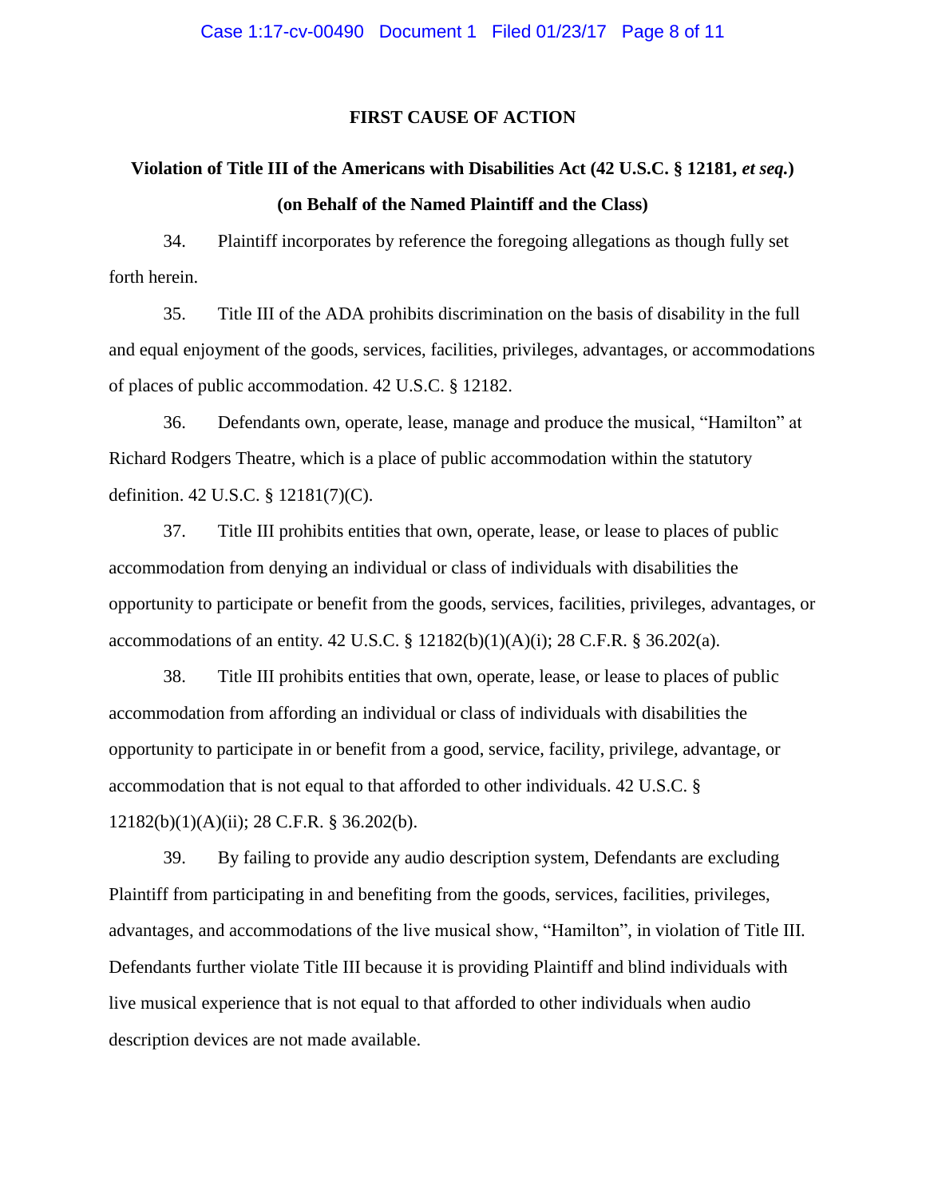**FIRST CAUSE OF ACTION**

**Violation of Title III of the Americans with Disabilities Act (42 U.S.C. § 12181, *et seq.*)**
**(on Behalf of the Named Plaintiff and the Class)**

34. Plaintiff incorporates by reference the foregoing allegations as though fully set forth herein.

35. Title III of the ADA prohibits discrimination on the basis of disability in the full and equal enjoyment of the goods, services, facilities, privileges, advantages, or accommodations of places of public accommodation. 42 U.S.C. § 12182.

36. Defendants own, operate, lease, manage and produce the musical, "Hamilton" at Richard Rodgers Theatre, which is a place of public accommodation within the statutory definition. 42 U.S.C. § 12181(7)(C).

37. Title III prohibits entities that own, operate, lease, or lease to places of public accommodation from denying an individual or class of individuals with disabilities the opportunity to participate or benefit from the goods, services, facilities, privileges, advantages, or accommodations of an entity. 42 U.S.C. § 12182(b)(1)(A)(i); 28 C.F.R. § 36.202(a).

38. Title III prohibits entities that own, operate, lease, or lease to places of public accommodation from affording an individual or class of individuals with disabilities the opportunity to participate in or benefit from a good, service, facility, privilege, advantage, or accommodation that is not equal to that afforded to other individuals. 42 U.S.C. § 12182(b)(1)(A)(ii); 28 C.F.R. § 36.202(b).

39. By failing to provide any audio description system, Defendants are excluding Plaintiff from participating in and benefiting from the goods, services, facilities, privileges, advantages, and accommodations of the live musical show, "Hamilton", in violation of Title III. Defendants further violate Title III because it is providing Plaintiff and blind individuals with live musical experience that is not equal to that afforded to other individuals when audio description devices are not made available.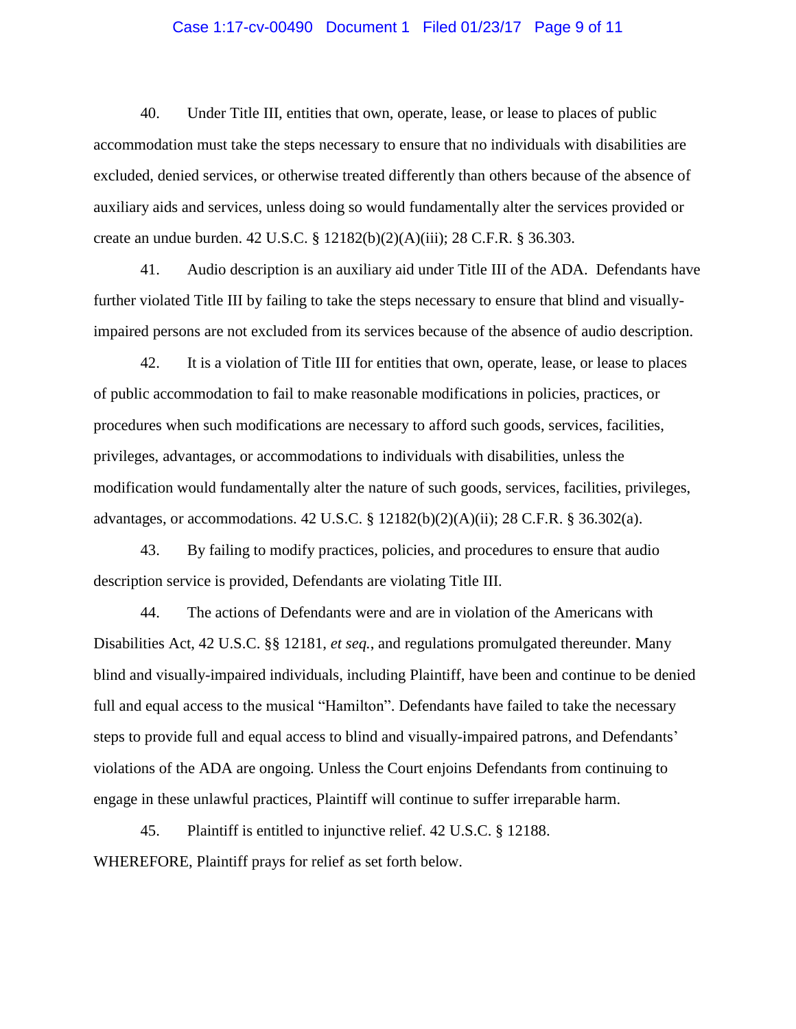40. Under Title III, entities that own, operate, lease, or lease to places of public accommodation must take the steps necessary to ensure that no individuals with disabilities are excluded, denied services, or otherwise treated differently than others because of the absence of auxiliary aids and services, unless doing so would fundamentally alter the services provided or create an undue burden. 42 U.S.C. § 12182(b)(2)(A)(iii); 28 C.F.R. § 36.303.

41. Audio description is an auxiliary aid under Title III of the ADA. Defendants have further violated Title III by failing to take the steps necessary to ensure that blind and visually-impaired persons are not excluded from its services because of the absence of audio description.

42. It is a violation of Title III for entities that own, operate, lease, or lease to places of public accommodation to fail to make reasonable modifications in policies, practices, or procedures when such modifications are necessary to afford such goods, services, facilities, privileges, advantages, or accommodations to individuals with disabilities, unless the modification would fundamentally alter the nature of such goods, services, facilities, privileges, advantages, or accommodations. 42 U.S.C. § 12182(b)(2)(A)(ii); 28 C.F.R. § 36.302(a).

43. By failing to modify practices, policies, and procedures to ensure that audio description service is provided, Defendants are violating Title III.

44. The actions of Defendants were and are in violation of the Americans with Disabilities Act, 42 U.S.C. §§ 12181, *et seq.*, and regulations promulgated thereunder. Many blind and visually-impaired individuals, including Plaintiff, have been and continue to be denied full and equal access to the musical "Hamilton". Defendants have failed to take the necessary steps to provide full and equal access to blind and visually-impaired patrons, and Defendants' violations of the ADA are ongoing. Unless the Court enjoins Defendants from continuing to engage in these unlawful practices, Plaintiff will continue to suffer irreparable harm.

45. Plaintiff is entitled to injunctive relief. 42 U.S.C. § 12188.

WHEREFORE, Plaintiff prays for relief as set forth below.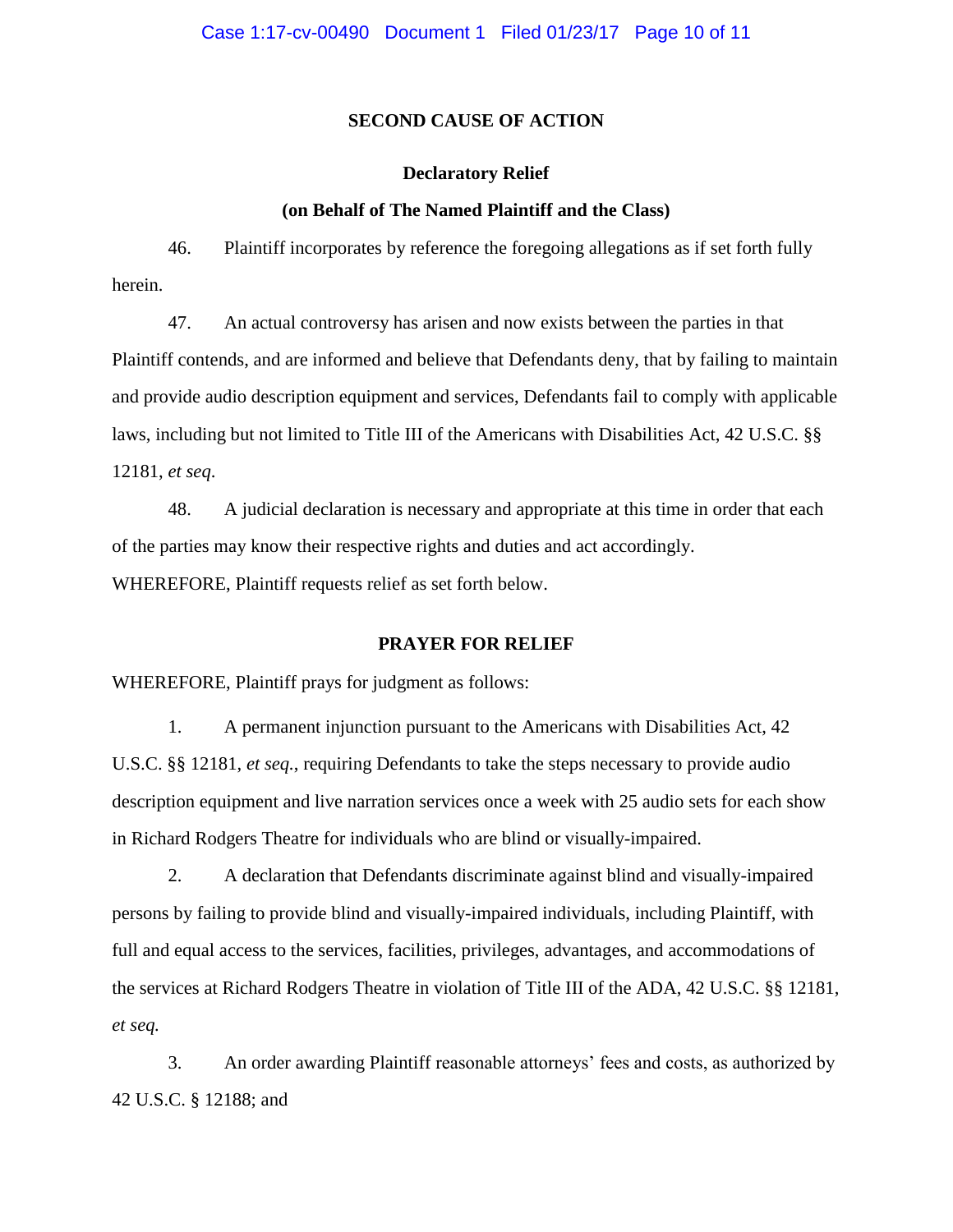**SECOND CAUSE OF ACTION**

**Declaratory Relief**

**(on Behalf of The Named Plaintiff and the Class)**

46. Plaintiff incorporates by reference the foregoing allegations as if set forth fully herein.

47. An actual controversy has arisen and now exists between the parties in that Plaintiff contends, and are informed and believe that Defendants deny, that by failing to maintain and provide audio description equipment and services, Defendants fail to comply with applicable laws, including but not limited to Title III of the Americans with Disabilities Act, 42 U.S.C. §§ 12181, *et seq*.

48. A judicial declaration is necessary and appropriate at this time in order that each of the parties may know their respective rights and duties and act accordingly.

WHEREFORE, Plaintiff requests relief as set forth below.

**PRAYER FOR RELIEF**

WHEREFORE, Plaintiff prays for judgment as follows:

1. A permanent injunction pursuant to the Americans with Disabilities Act, 42 U.S.C. §§ 12181, *et seq.*, requiring Defendants to take the steps necessary to provide audio description equipment and live narration services once a week with 25 audio sets for each show in Richard Rodgers Theatre for individuals who are blind or visually-impaired.

2. A declaration that Defendants discriminate against blind and visually-impaired persons by failing to provide blind and visually-impaired individuals, including Plaintiff, with full and equal access to the services, facilities, privileges, advantages, and accommodations of the services at Richard Rodgers Theatre in violation of Title III of the ADA, 42 U.S.C. §§ 12181, *et seq.*

3. An order awarding Plaintiff reasonable attorneys' fees and costs, as authorized by 42 U.S.C. § 12188; and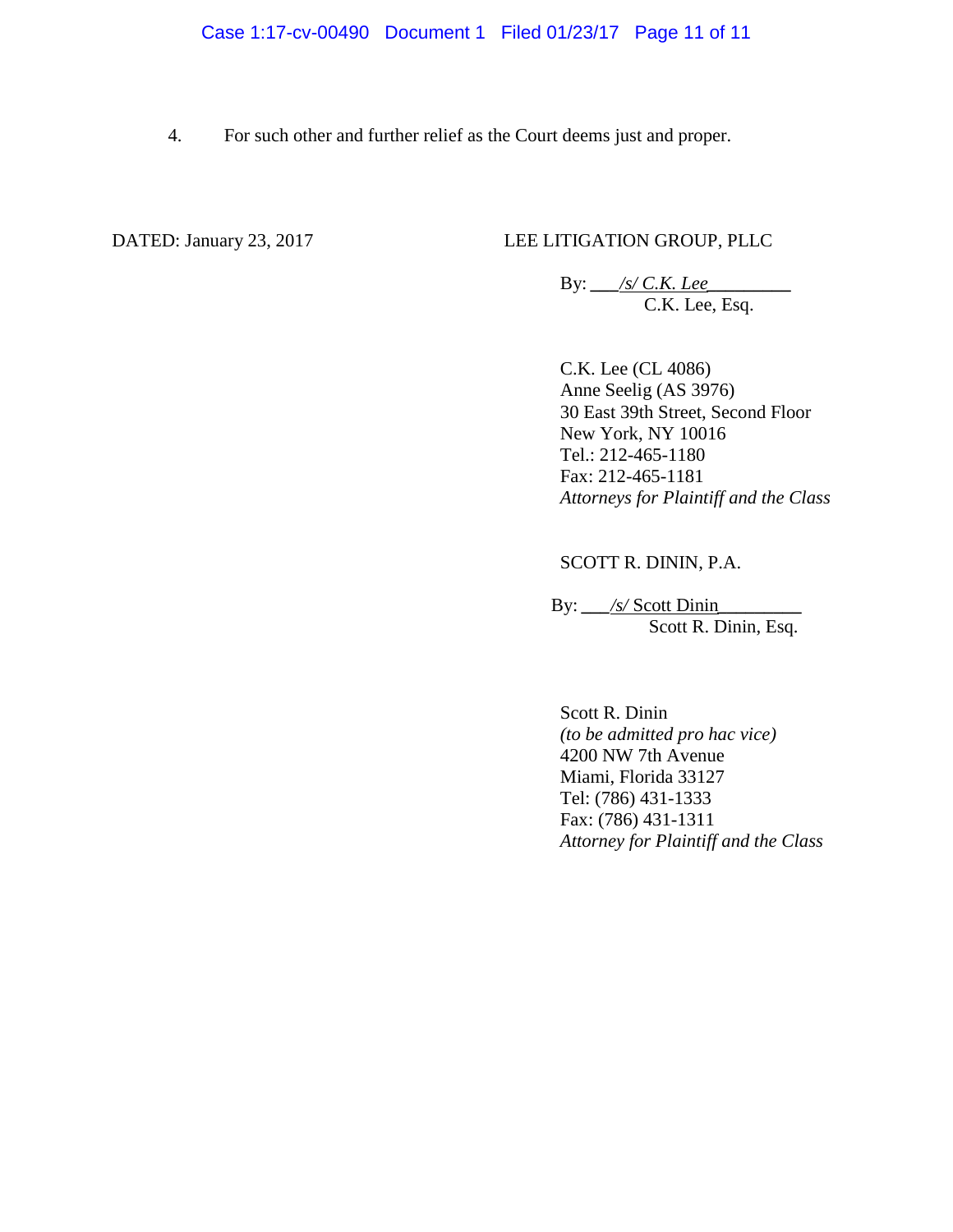4. For such other and further relief as the Court deems just and proper.

DATED: January 23, 2017

LEE LITIGATION GROUP, PLLC

By: ___*/s/ C.K. Lee*_________
C.K. Lee, Esq.

C.K. Lee (CL 4086)
Anne Seelig (AS 3976)
30 East 39th Street, Second Floor
New York, NY 10016
Tel.: 212-465-1180
Fax: 212-465-1181
*Attorneys for Plaintiff and the Class*

SCOTT R. DININ, P.A.

By: ___*/s/* Scott Dinin_________
Scott R. Dinin, Esq.

Scott R. Dinin
*(to be admitted pro hac vice)*
4200 NW 7th Avenue
Miami, Florida 33127
Tel: (786) 431-1333
Fax: (786) 431-1311
*Attorney for Plaintiff and the Class*